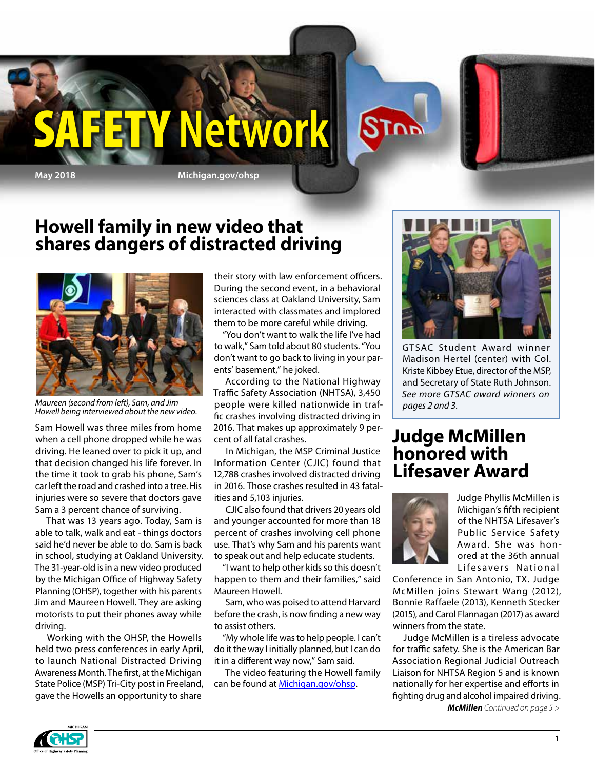# SAFETY Network

May 2018 Michigan.gov/ohsp

## Howell family in new video that shares dangers of distracted driving

*Maureen (second from left), Sam, and Jim Howell being interviewed about the new video.*

Sam Howell was three miles from home when a cell phone dropped while he was driving. He leaned over to pick it up, and that decision changed his life forever. In the time it took to grab his phone, Sam's car left the road and crashed into a tree. His injuries were so severe that doctors gave Sam a 3 percent chance of surviving.

That was 13 years ago. Today, Sam is able to talk, walk and eat - things doctors said he'd never be able to do. Sam is back in school, studying at Oakland University. The 31-year-old is in a new video produced by the Michigan Office of Highway Safety Planning (OHSP), together with his parents Jim and Maureen Howell. They are asking motorists to put their phones away while driving.

Working with the OHSP, the Howells held two press conferences in early April, to launch National Distracted Driving Awareness Month. The first, at the Michigan State Police (MSP) Tri-City post in Freeland, gave the Howells an opportunity to share their story with law enforcement officers. During the second event, in a behavioral sciences class at Oakland University, Sam interacted with classmates and implored them to be more careful while driving.

"You don't want to walk the life I've had to walk," Sam told about 80 students. "You don't want to go back to living in your parents' basement," he joked.

According to the National Highway Traffic Safety Association (NHTSA), 3,450 people were killed nationwide in traffic crashes involving distracted driving in 2016. That makes up approximately 9 percent of all fatal crashes.

In Michigan, the MSP Criminal Justice Information Center (CJIC) found that 12,788 crashes involved distracted driving in 2016. Those crashes resulted in 43 fatalities and 5,103 injuries.

CJIC also found that drivers 20 years old and younger accounted for more than 18 percent of crashes involving cell phone use. That's why Sam and his parents want to speak out and help educate students.

"I want to help other kids so this doesn't happen to them and their families," said Maureen Howell.

Sam, who was poised to attend Harvard before the crash, is now finding a new way to assist others.

"My whole life was to help people. I can't do it the way I initially planned, but I can do it in a different way now," Sam said.

The video featuring the Howell family can be found at [Michigan.gov/ohsp](Michigan.gov/ohsp).

GTSAC Student Award winner Madison Hertel (center) with Col. Kriste Kibbey Etue, director of the MSP, and Secretary of State Ruth Johnson. *See more GTSAC award winners on pages 2 and 3.*

## Judge McMillen honored with Lifesaver Award

Judge Phyllis McMillen is Michigan's fifth recipient of the NHTSA Lifesaver's Public Service Safety Award. She was honored at the 36th annual Lifesavers National Conference in San Antonio, TX. Judge McMillen joins Stewart Wang (2012), Bonnie Raffaele (2013), Kenneth Stecker (2015), and Carol Flannagan (2017) as award winners from the state.

Judge McMillen is a tireless advocate for traffic safety. She is the American Bar Association Regional Judicial Outreach Liaison for NHTSA Region 5 and is known nationally for her expertise and efforts in fighting drug and alcohol impaired driving.

***McMillen*** *Continued on page 5 >*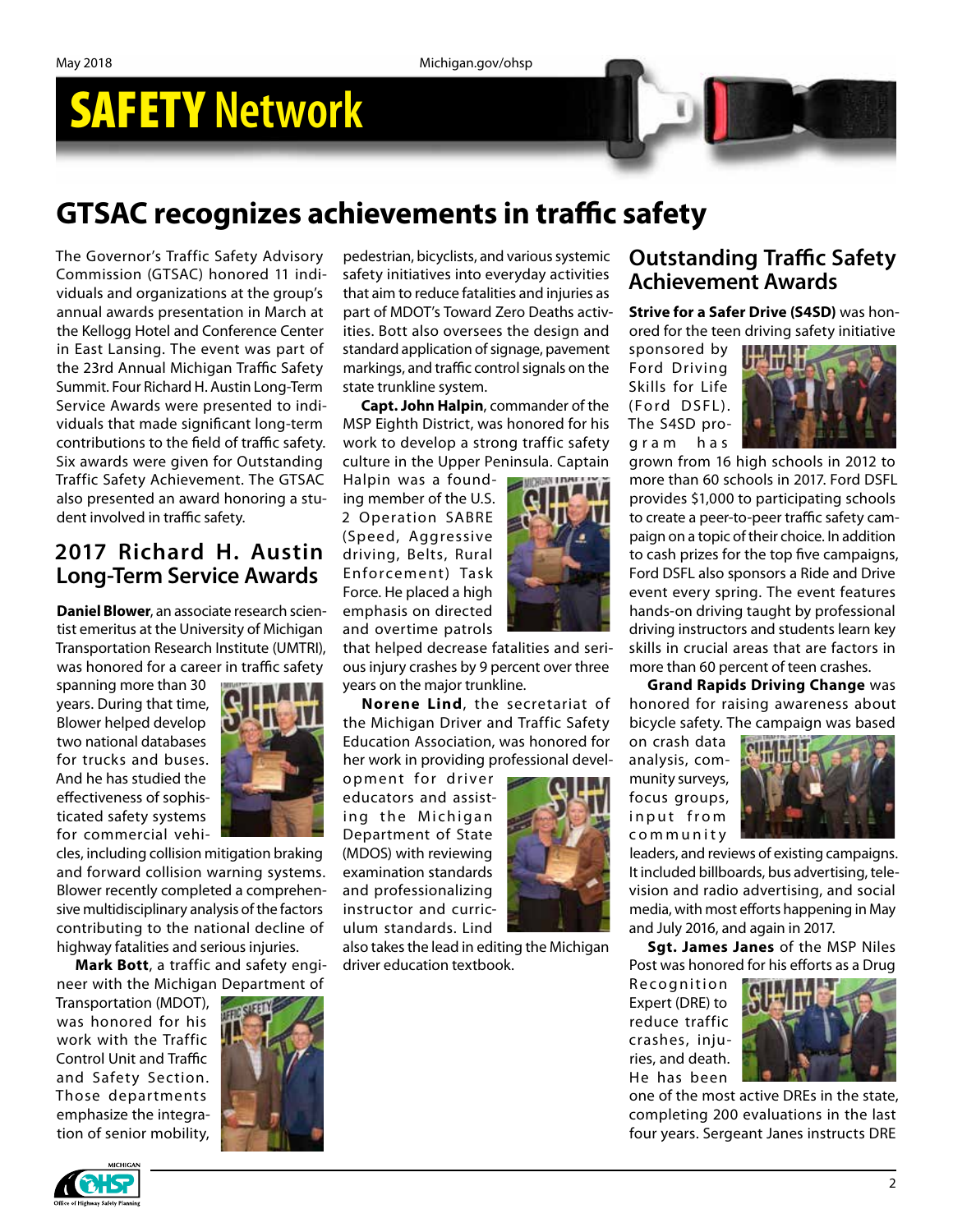## GTSAC recognizes achievements in traffic safety

The Governor's Traffic Safety Advisory Commission (GTSAC) honored 11 individuals and organizations at the group's annual awards presentation in March at the Kellogg Hotel and Conference Center in East Lansing. The event was part of the 23rd Annual Michigan Traffic Safety Summit. Four Richard H. Austin Long-Term Service Awards were presented to individuals that made significant long-term contributions to the field of traffic safety. Six awards were given for Outstanding Traffic Safety Achievement. The GTSAC also presented an award honoring a student involved in traffic safety.

### 2017 Richard H. Austin Long-Term Service Awards

**Daniel Blower**, an associate research scientist emeritus at the University of Michigan Transportation Research Institute (UMTRI), was honored for a career in traffic safety spanning more than 30 years. During that time, Blower helped develop two national databases for trucks and buses. And he has studied the effectiveness of sophisticated safety systems for commercial vehicles, including collision mitigation braking and forward collision warning systems. Blower recently completed a comprehensive multidisciplinary analysis of the factors contributing to the national decline of highway fatalities and serious injuries.

**Mark Bott**, a traffic and safety engineer with the Michigan Department of Transportation (MDOT), was honored for his work with the Traffic Control Unit and Traffic and Safety Section. Those departments emphasize the integration of senior mobility, pedestrian, bicyclists, and various systemic safety initiatives into everyday activities that aim to reduce fatalities and injuries as part of MDOT's Toward Zero Deaths activities. Bott also oversees the design and standard application of signage, pavement markings, and traffic control signals on the state trunkline system.

**Capt. John Halpin**, commander of the MSP Eighth District, was honored for his work to develop a strong traffic safety culture in the Upper Peninsula. Captain Halpin was a founding member of the U.S. 2 Operation SABRE (Speed, Aggressive driving, Belts, Rural Enforcement) Task Force. He placed a high emphasis on directed and overtime patrols that helped decrease fatalities and serious injury crashes by 9 percent over three years on the major trunkline.

**Norene Lind**, the secretariat of the Michigan Driver and Traffic Safety Education Association, was honored for her work in providing professional development for driver educators and assisting the Michigan Department of State (MDOS) with reviewing examination standards and professionalizing instructor and curriculum standards. Lind also takes the lead in editing the Michigan driver education textbook.

### Outstanding Traffic Safety Achievement Awards

**Strive for a Safer Drive (S4SD)** was honored for the teen driving safety initiative sponsored by Ford Driving Skills for Life (Ford DSFL). The S4SD program has grown from 16 high schools in 2012 to more than 60 schools in 2017. Ford DSFL provides $1,000 to participating schools to create a peer-to-peer traffic safety campaign on a topic of their choice. In addition to cash prizes for the top five campaigns, Ford DSFL also sponsors a Ride and Drive event every spring. The event features hands-on driving taught by professional driving instructors and students learn key skills in crucial areas that are factors in more than 60 percent of teen crashes.

**Grand Rapids Driving Change** was honored for raising awareness about bicycle safety. The campaign was based on crash data analysis, community surveys, focus groups, input from community leaders, and reviews of existing campaigns. It included billboards, bus advertising, television and radio advertising, and social media, with most efforts happening in May and July 2016, and again in 2017.

**Sgt. James Janes** of the MSP Niles Post was honored for his efforts as a Drug Recognition Expert (DRE) to reduce traffic crashes, injuries, and death. He has been one of the most active DREs in the state, completing 200 evaluations in the last four years. Sergeant Janes instructs DRE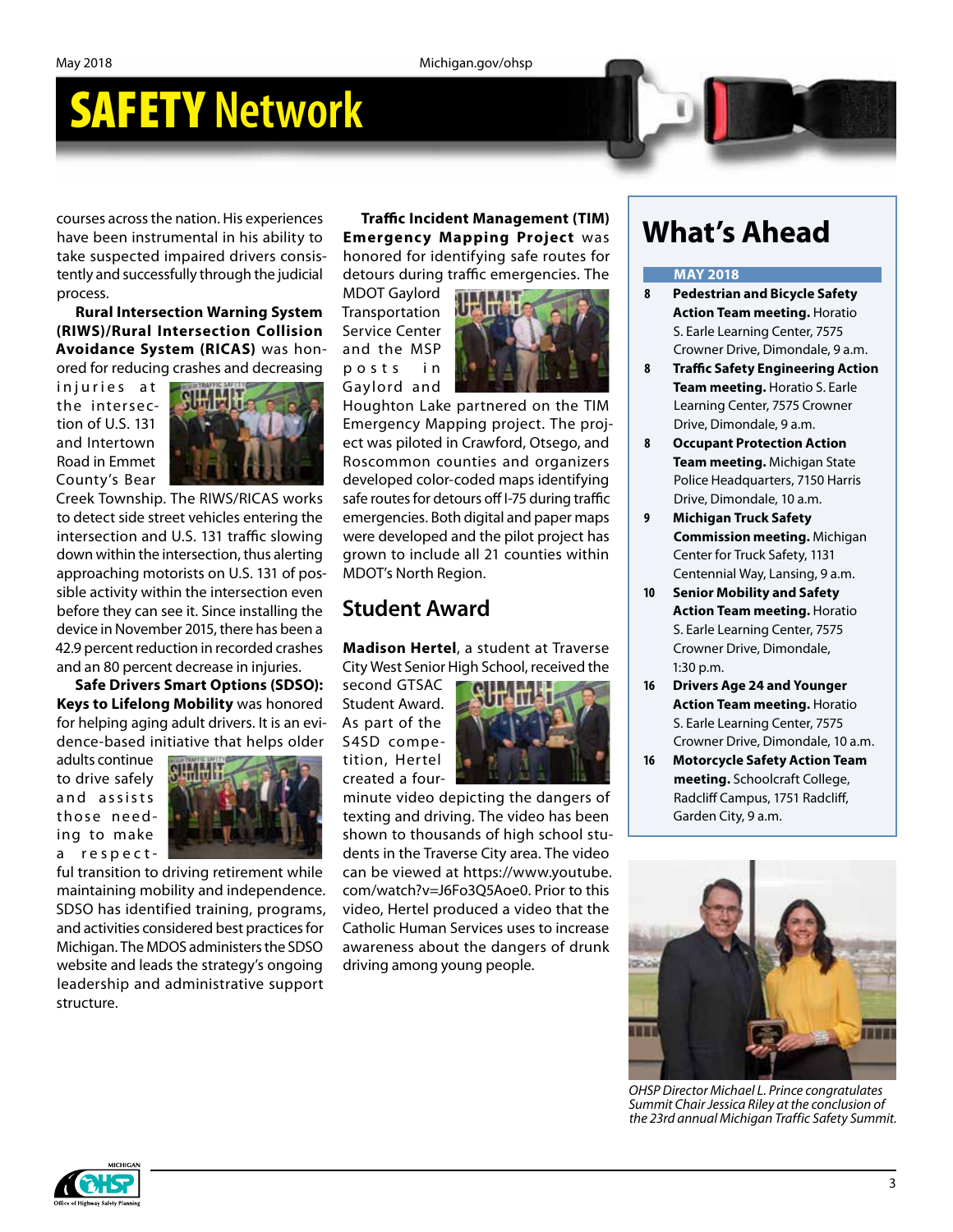courses across the nation. His experiences have been instrumental in his ability to take suspected impaired drivers consistently and successfully through the judicial process.

**Rural Intersection Warning System (RIWS)/Rural Intersection Collision Avoidance System (RICAS)** was honored for reducing crashes and decreasing injuries at the intersection of U.S. 131 and Intertown Road in Emmet County's Bear Creek Township. The RIWS/RICAS works to detect side street vehicles entering the intersection and U.S. 131 traffic slowing down within the intersection, thus alerting approaching motorists on U.S. 131 of possible activity within the intersection even before they can see it. Since installing the device in November 2015, there has been a 42.9 percent reduction in recorded crashes and an 80 percent decrease in injuries.

**Safe Drivers Smart Options (SDSO): Keys to Lifelong Mobility** was honored for helping aging adult drivers. It is an evidence-based initiative that helps older adults continue to drive safely and assists those needing to make a respectful transition to driving retirement while maintaining mobility and independence. SDSO has identified training, programs, and activities considered best practices for Michigan. The MDOS administers the SDSO website and leads the strategy's ongoing leadership and administrative support structure.

**Traffic Incident Management (TIM) Emergency Mapping Project** was honored for identifying safe routes for detours during traffic emergencies. The MDOT Gaylord Transportation Service Center and the MSP posts in Gaylord and Houghton Lake partnered on the TIM Emergency Mapping project. The project was piloted in Crawford, Otsego, and Roscommon counties and organizers developed color-coded maps identifying safe routes for detours off I-75 during traffic emergencies. Both digital and paper maps were developed and the pilot project has grown to include all 21 counties within MDOT's North Region.

## Student Award

**Madison Hertel**, a student at Traverse City West Senior High School, received the second GTSAC Student Award. As part of the S4SD competition, Hertel created a four-minute video depicting the dangers of texting and driving. The video has been shown to thousands of high school students in the Traverse City area. The video can be viewed at https://www.youtube.com/watch?v=J6Fo3Q5Aoe0. Prior to this video, Hertel produced a video that the Catholic Human Services uses to increase awareness about the dangers of drunk driving among young people.

# What's Ahead

**MAY 2018**

- **8** **Pedestrian and Bicycle Safety Action Team meeting.** Horatio S. Earle Learning Center, 7575 Crowner Drive, Dimondale, 9 a.m.
- **8** **Traffic Safety Engineering Action Team meeting.** Horatio S. Earle Learning Center, 7575 Crowner Drive, Dimondale, 9 a.m.
- **8** **Occupant Protection Action Team meeting.** Michigan State Police Headquarters, 7150 Harris Drive, Dimondale, 10 a.m.
- **9** **Michigan Truck Safety Commission meeting.** Michigan Center for Truck Safety, 1131 Centennial Way, Lansing, 9 a.m.
- **10** **Senior Mobility and Safety Action Team meeting.** Horatio S. Earle Learning Center, 7575 Crowner Drive, Dimondale, 1:30 p.m.
- **16** **Drivers Age 24 and Younger Action Team meeting.** Horatio S. Earle Learning Center, 7575 Crowner Drive, Dimondale, 10 a.m.
- **16** **Motorcycle Safety Action Team meeting.** Schoolcraft College, Radcliff Campus, 1751 Radcliff, Garden City, 9 a.m.

*OHSP Director Michael L. Prince congratulates Summit Chair Jessica Riley at the conclusion of the 23rd annual Michigan Traffic Safety Summit.*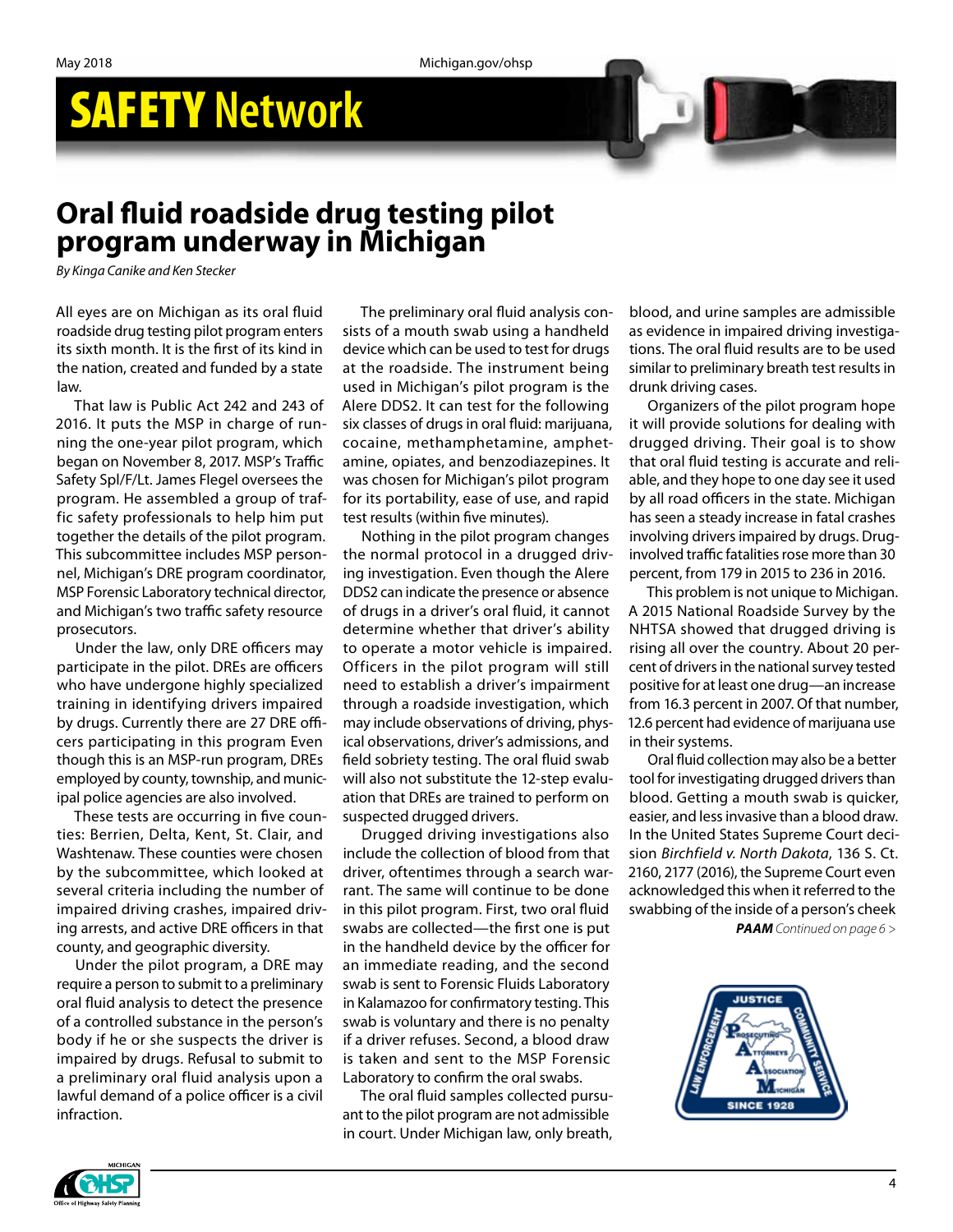# SAFETY Network

## Oral fluid roadside drug testing pilot program underway in Michigan

*By Kinga Canike and Ken Stecker*

All eyes are on Michigan as its oral fluid roadside drug testing pilot program enters its sixth month. It is the first of its kind in the nation, created and funded by a state law.

That law is Public Act 242 and 243 of 2016. It puts the MSP in charge of running the one-year pilot program, which began on November 8, 2017. MSP's Traffic Safety Spl/F/Lt. James Flegel oversees the program. He assembled a group of traffic safety professionals to help him put together the details of the pilot program. This subcommittee includes MSP personnel, Michigan's DRE program coordinator, MSP Forensic Laboratory technical director, and Michigan's two traffic safety resource prosecutors.

Under the law, only DRE officers may participate in the pilot. DREs are officers who have undergone highly specialized training in identifying drivers impaired by drugs. Currently there are 27 DRE officers participating in this program Even though this is an MSP-run program, DREs employed by county, township, and municipal police agencies are also involved.

These tests are occurring in five counties: Berrien, Delta, Kent, St. Clair, and Washtenaw. These counties were chosen by the subcommittee, which looked at several criteria including the number of impaired driving crashes, impaired driving arrests, and active DRE officers in that county, and geographic diversity.

Under the pilot program, a DRE may require a person to submit to a preliminary oral fluid analysis to detect the presence of a controlled substance in the person's body if he or she suspects the driver is impaired by drugs. Refusal to submit to a preliminary oral fluid analysis upon a lawful demand of a police officer is a civil infraction.

The preliminary oral fluid analysis consists of a mouth swab using a handheld device which can be used to test for drugs at the roadside. The instrument being used in Michigan's pilot program is the Alere DDS2. It can test for the following six classes of drugs in oral fluid: marijuana, cocaine, methamphetamine, amphetamine, opiates, and benzodiazepines. It was chosen for Michigan's pilot program for its portability, ease of use, and rapid test results (within five minutes).

Nothing in the pilot program changes the normal protocol in a drugged driving investigation. Even though the Alere DDS2 can indicate the presence or absence of drugs in a driver's oral fluid, it cannot determine whether that driver's ability to operate a motor vehicle is impaired. Officers in the pilot program will still need to establish a driver's impairment through a roadside investigation, which may include observations of driving, physical observations, driver's admissions, and field sobriety testing. The oral fluid swab will also not substitute the 12-step evaluation that DREs are trained to perform on suspected drugged drivers.

Drugged driving investigations also include the collection of blood from that driver, oftentimes through a search warrant. The same will continue to be done in this pilot program. First, two oral fluid swabs are collected—the first one is put in the handheld device by the officer for an immediate reading, and the second swab is sent to Forensic Fluids Laboratory in Kalamazoo for confirmatory testing. This swab is voluntary and there is no penalty if a driver refuses. Second, a blood draw is taken and sent to the MSP Forensic Laboratory to confirm the oral swabs.

The oral fluid samples collected pursuant to the pilot program are not admissible in court. Under Michigan law, only breath, blood, and urine samples are admissible as evidence in impaired driving investigations. The oral fluid results are to be used similar to preliminary breath test results in drunk driving cases.

Organizers of the pilot program hope it will provide solutions for dealing with drugged driving. Their goal is to show that oral fluid testing is accurate and reliable, and they hope to one day see it used by all road officers in the state. Michigan has seen a steady increase in fatal crashes involving drivers impaired by drugs. Drug-involved traffic fatalities rose more than 30 percent, from 179 in 2015 to 236 in 2016.

This problem is not unique to Michigan. A 2015 National Roadside Survey by the NHTSA showed that drugged driving is rising all over the country. About 20 percent of drivers in the national survey tested positive for at least one drug—an increase from 16.3 percent in 2007. Of that number, 12.6 percent had evidence of marijuana use in their systems.

Oral fluid collection may also be a better tool for investigating drugged drivers than blood. Getting a mouth swab is quicker, easier, and less invasive than a blood draw. In the United States Supreme Court decision *Birchfield v. North Dakota*, 136 S. Ct. 2160, 2177 (2016), the Supreme Court even acknowledged this when it referred to the swabbing of the inside of a person's cheek

***PAAM*** *Continued on page 6 >*

JUSTICE · LAW ENFORCEMENT · COMMUNITY SERVICE · Prosecuting Attorneys Association Michigan · SINCE 1928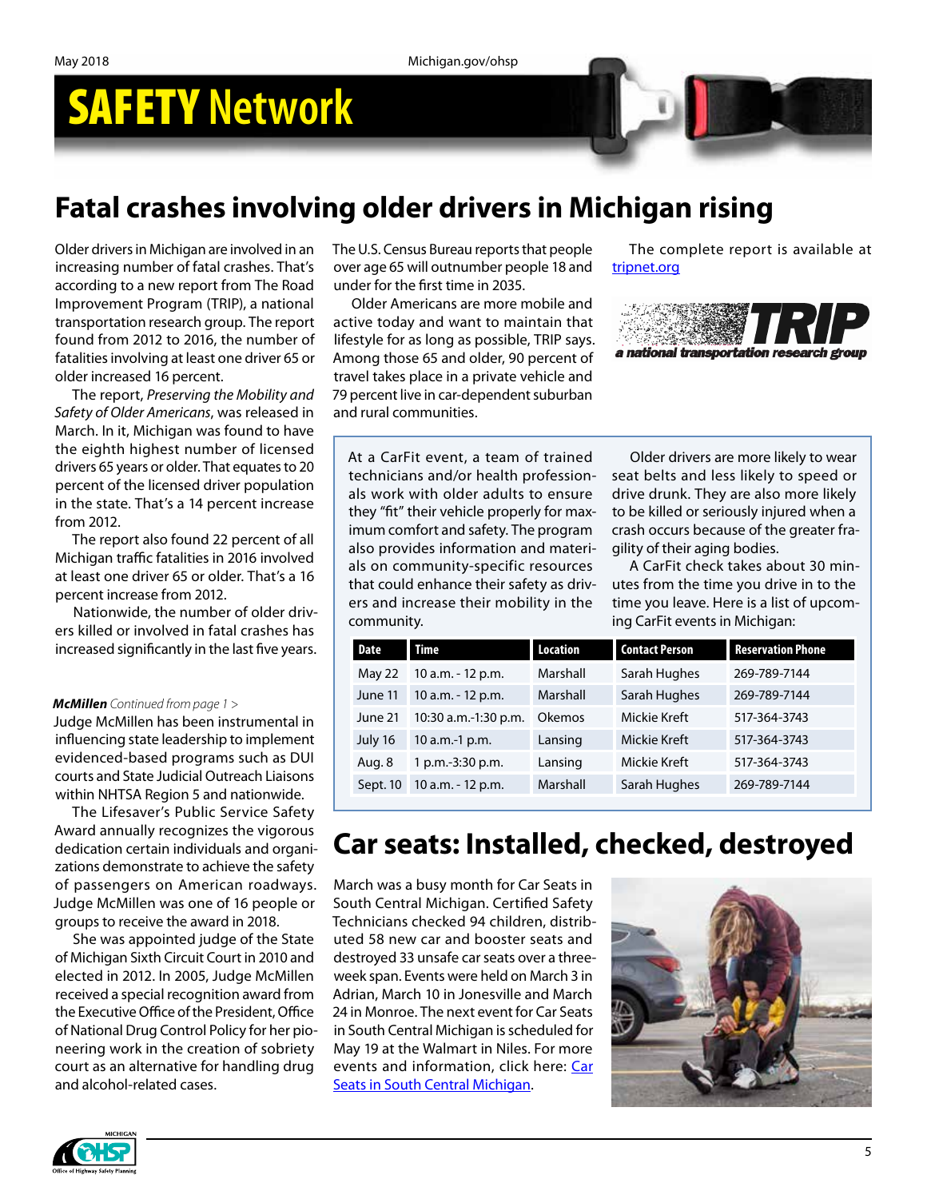# SAFETY Network

## Fatal crashes involving older drivers in Michigan rising

Older drivers in Michigan are involved in an increasing number of fatal crashes. That's according to a new report from The Road Improvement Program (TRIP), a national transportation research group. The report found from 2012 to 2016, the number of fatalities involving at least one driver 65 or older increased 16 percent.

The report, *Preserving the Mobility and Safety of Older Americans*, was released in March. In it, Michigan was found to have the eighth highest number of licensed drivers 65 years or older. That equates to 20 percent of the licensed driver population in the state. That's a 14 percent increase from 2012.

The report also found 22 percent of all Michigan traffic fatalities in 2016 involved at least one driver 65 or older. That's a 16 percent increase from 2012.

Nationwide, the number of older drivers killed or involved in fatal crashes has increased significantly in the last five years.

The U.S. Census Bureau reports that people over age 65 will outnumber people 18 and under for the first time in 2035.

Older Americans are more mobile and active today and want to maintain that lifestyle for as long as possible, TRIP says. Among those 65 and older, 90 percent of travel takes place in a private vehicle and 79 percent live in car-dependent suburban and rural communities.

The complete report is available at [tripnet.org](tripnet.org)

TRIP — a national transportation research group

At a CarFit event, a team of trained technicians and/or health professionals work with older adults to ensure they "fit" their vehicle properly for maximum comfort and safety. The program also provides information and materials on community-specific resources that could enhance their safety as drivers and increase their mobility in the community.

Older drivers are more likely to wear seat belts and less likely to speed or drive drunk. They are also more likely to be killed or seriously injured when a crash occurs because of the greater fragility of their aging bodies.

A CarFit check takes about 30 minutes from the time you drive in to the time you leave. Here is a list of upcoming CarFit events in Michigan:

| Date | Time | Location | Contact Person | Reservation Phone |
|---|---|---|---|---|
| May 22 | 10 a.m. - 12 p.m. | Marshall | Sarah Hughes | 269-789-7144 |
| June 11 | 10 a.m. - 12 p.m. | Marshall | Sarah Hughes | 269-789-7144 |
| June 21 | 10:30 a.m.-1:30 p.m. | Okemos | Mickie Kreft | 517-364-3743 |
| July 16 | 10 a.m.-1 p.m. | Lansing | Mickie Kreft | 517-364-3743 |
| Aug. 8 | 1 p.m.-3:30 p.m. | Lansing | Mickie Kreft | 517-364-3743 |
| Sept. 10 | 10 a.m. - 12 p.m. | Marshall | Sarah Hughes | 269-789-7144 |

***McMillen*** *Continued from page 1 >*

Judge McMillen has been instrumental in influencing state leadership to implement evidenced-based programs such as DUI courts and State Judicial Outreach Liaisons within NHTSA Region 5 and nationwide.

The Lifesaver's Public Service Safety Award annually recognizes the vigorous dedication certain individuals and organizations demonstrate to achieve the safety of passengers on American roadways. Judge McMillen was one of 16 people or groups to receive the award in 2018.

She was appointed judge of the State of Michigan Sixth Circuit Court in 2010 and elected in 2012. In 2005, Judge McMillen received a special recognition award from the Executive Office of the President, Office of National Drug Control Policy for her pioneering work in the creation of sobriety court as an alternative for handling drug and alcohol-related cases.

## Car seats: Installed, checked, destroyed

March was a busy month for Car Seats in South Central Michigan. Certified Safety Technicians checked 94 children, distributed 58 new car and booster seats and destroyed 33 unsafe car seats over a three-week span. Events were held on March 3 in Adrian, March 10 in Jonesville and March 24 in Monroe. The next event for Car Seats in South Central Michigan is scheduled for May 19 at the Walmart in Niles. For more events and information, click here: [Car Seats in South Central Michigan](Car Seats in South Central Michigan).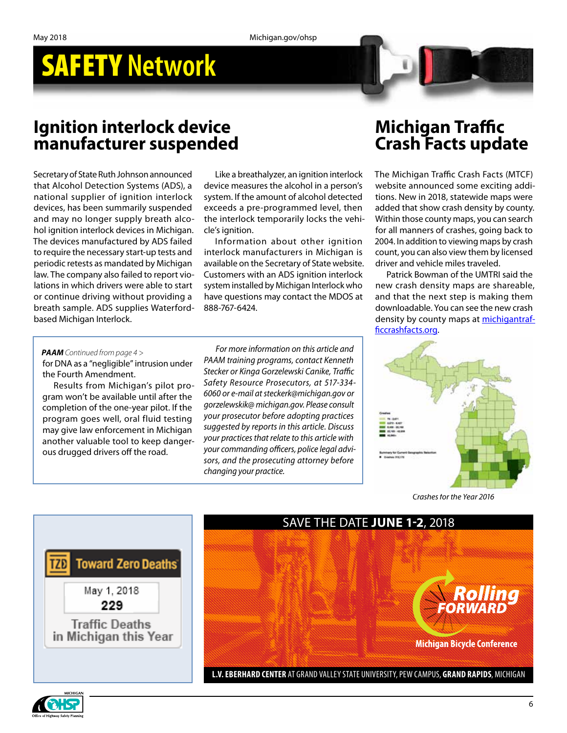# SAFETY Network

## Ignition interlock device manufacturer suspended

Secretary of State Ruth Johnson announced that Alcohol Detection Systems (ADS), a national supplier of ignition interlock devices, has been summarily suspended and may no longer supply breath alcohol ignition interlock devices in Michigan. The devices manufactured by ADS failed to require the necessary start-up tests and periodic retests as mandated by Michigan law. The company also failed to report violations in which drivers were able to start or continue driving without providing a breath sample. ADS supplies Waterford-based Michigan Interlock.

Like a breathalyzer, an ignition interlock device measures the alcohol in a person's system. If the amount of alcohol detected exceeds a pre-programmed level, then the interlock temporarily locks the vehicle's ignition.

Information about other ignition interlock manufacturers in Michigan is available on the Secretary of State website. Customers with an ADS ignition interlock system installed by Michigan Interlock who have questions may contact the MDOS at 888-767-6424.

***PAAM** Continued from page 4 >*

for DNA as a "negligible" intrusion under the Fourth Amendment.

Results from Michigan's pilot program won't be available until after the completion of the one-year pilot. If the program goes well, oral fluid testing may give law enforcement in Michigan another valuable tool to keep dangerous drugged drivers off the road.

*For more information on this article and PAAM training programs, contact Kenneth Stecker or Kinga Gorzelewski Canike, Traffic Safety Resource Prosecutors, at 517-334-6060 or e-mail at steckerk@michigan.gov or gorzelewskik@ michigan.gov. Please consult your prosecutor before adopting practices suggested by reports in this article. Discuss your practices that relate to this article with your commanding officers, police legal advisors, and the prosecuting attorney before changing your practice.*

## Michigan Traffic Crash Facts update

The Michigan Traffic Crash Facts (MTCF) website announced some exciting additions. New in 2018, statewide maps were added that show crash density by county. Within those county maps, you can search for all manners of crashes, going back to 2004. In addition to viewing maps by crash count, you can also view them by licensed driver and vehicle miles traveled.

Patrick Bowman of the UMTRI said the new crash density maps are shareable, and that the next step is making them downloadable. You can see the new crash density by county maps at michigantrafficcrashfacts.org.

*Crashes for the Year 2016*

Toward Zero Deaths

May 1, 2018

229

Traffic Deaths in Michigan this Year

SAVE THE DATE **JUNE 1-2**, 2018

Rolling FORWARD

Michigan Bicycle Conference

**L.V. EBERHARD CENTER** AT GRAND VALLEY STATE UNIVERSITY, PEW CAMPUS, **GRAND RAPIDS**, MICHIGAN